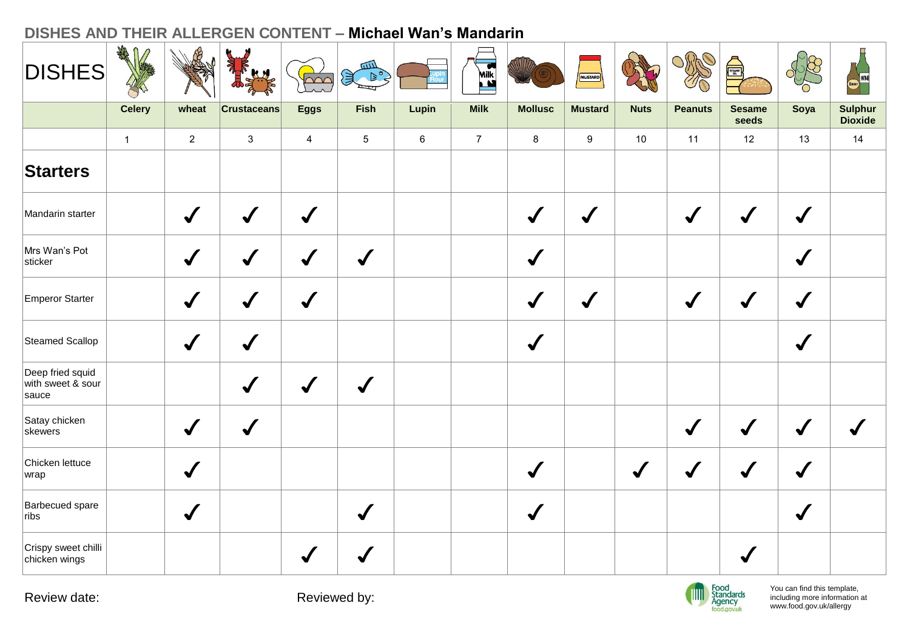## DISHES AND THEIR ALLERGEN CONTENT – **Michael Wan's Mandarin**

| DISHES | Celery | wheat | Crustaceans | Eggs | Fish | Lupin | Milk | Mollusc | Mustard | Nuts | Peanuts | Sesame seeds | Soya | Sulphur Dioxide |
|---|---|---|---|---|---|---|---|---|---|---|---|---|---|---|
| | 1 | 2 | 3 | 4 | 5 | 6 | 7 | 8 | 9 | 10 | 11 | 12 | 13 | 14 |
| **Starters** | | | | | | | | | | | | | | |
| Mandarin starter | | ✓ | ✓ | ✓ | | | | ✓ | ✓ | | ✓ | ✓ | ✓ | |
| Mrs Wan's Pot sticker | | ✓ | ✓ | ✓ | ✓ | | | ✓ | | | | | ✓ | |
| Emperor Starter | | ✓ | ✓ | ✓ | | | | ✓ | ✓ | | ✓ | ✓ | ✓ | |
| Steamed Scallop | | ✓ | ✓ | | | | | ✓ | | | | | ✓ | |
| Deep fried squid with sweet & sour sauce | | | ✓ | ✓ | ✓ | | | | | | | | | |
| Satay chicken skewers | | ✓ | ✓ | | | | | | | | ✓ | ✓ | ✓ | ✓ |
| Chicken lettuce wrap | | ✓ | | | | | | ✓ | | ✓ | ✓ | ✓ | ✓ | |
| Barbecued spare ribs | | ✓ | | | ✓ | | | ✓ | | | | | ✓ | |
| Crispy sweet chilli chicken wings | | | | ✓ | ✓ | | | | | | | ✓ | | |

Review date:

Reviewed by:

You can find this template, including more information at www.food.gov.uk/allergy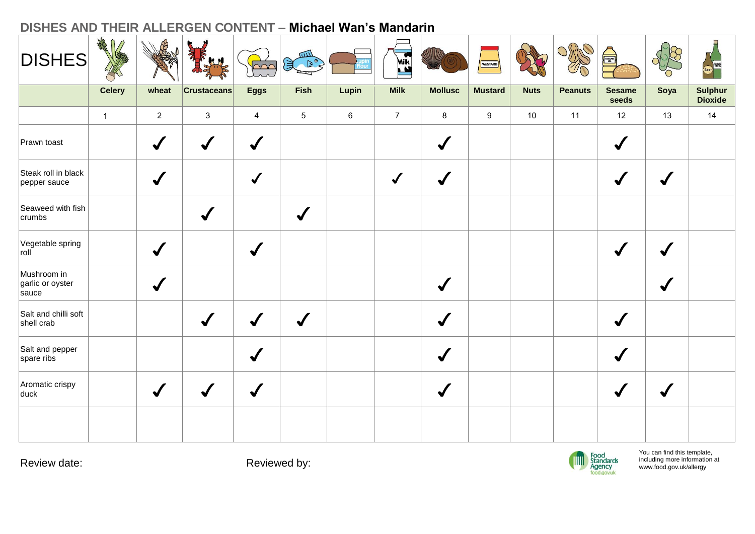## DISHES AND THEIR ALLERGEN CONTENT – **Michael Wan's Mandarin**

| DISHES | Celery | wheat | Crustaceans | Eggs | Fish | Lupin | Milk | Mollusc | Mustard | Nuts | Peanuts | Sesame seeds | Soya | Sulphur Dioxide |
|---|---|---|---|---|---|---|---|---|---|---|---|---|---|---|
| | 1 | 2 | 3 | 4 | 5 | 6 | 7 | 8 | 9 | 10 | 11 | 12 | 13 | 14 |
| Prawn toast | | ✓ | ✓ | ✓ | | | | ✓ | | | | ✓ | | |
| Steak roll in black pepper sauce | | ✓ | | ✓ | | | ✓ | ✓ | | | | ✓ | ✓ | |
| Seaweed with fish crumbs | | | ✓ | | ✓ | | | | | | | | | |
| Vegetable spring roll | | ✓ | | ✓ | | | | | | | | ✓ | ✓ | |
| Mushroom in garlic or oyster sauce | | ✓ | | | | | | ✓ | | | | | ✓ | |
| Salt and chilli soft shell crab | | | ✓ | ✓ | ✓ | | | ✓ | | | | ✓ | | |
| Salt and pepper spare ribs | | | | ✓ | | | | ✓ | | | | ✓ | | |
| Aromatic crispy duck | | ✓ | ✓ | ✓ | | | | ✓ | | | | ✓ | ✓ | |
| | | | | | | | | | | | | | | |

Review date:

Reviewed by:

Food Standards Agency food.gov.uk

You can find this template, including more information at www.food.gov.uk/allergy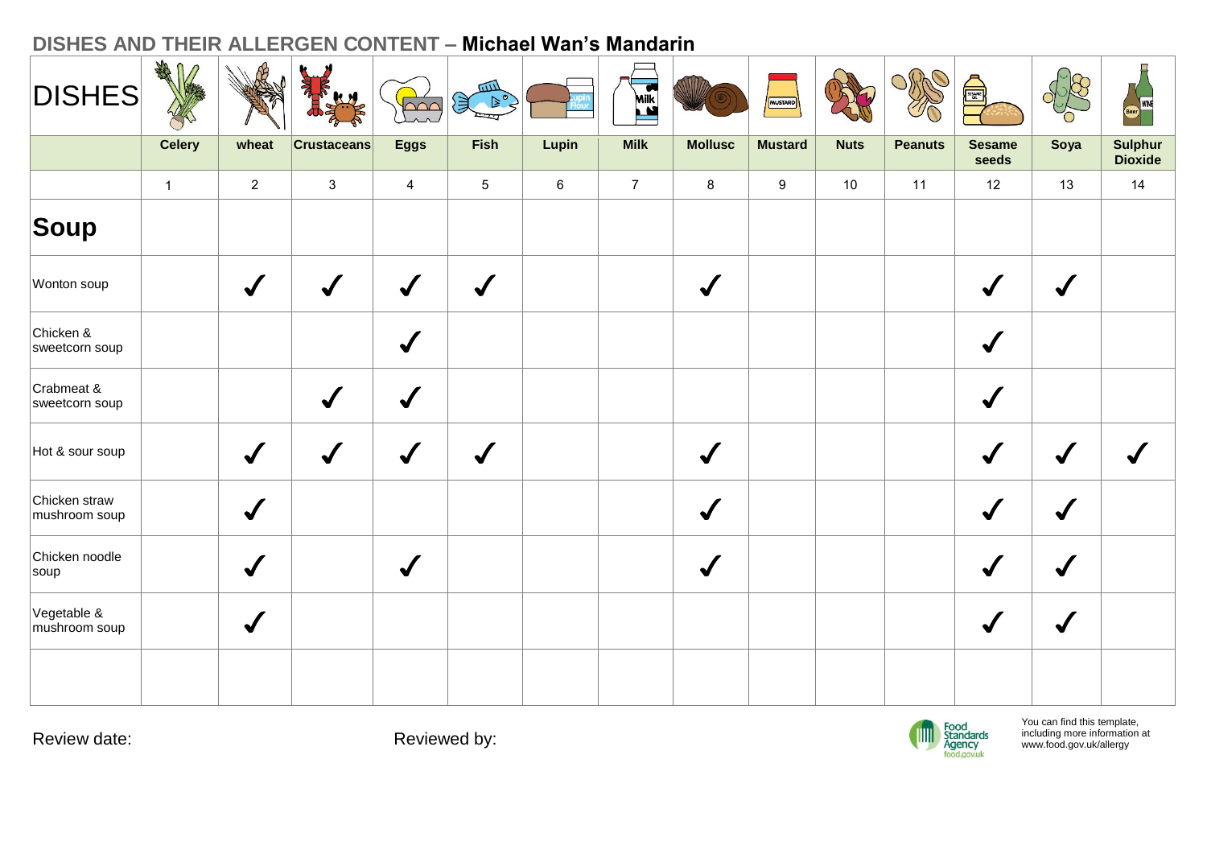## DISHES AND THEIR ALLERGEN CONTENT – **Michael Wan's Mandarin**

| DISHES | Celery | wheat | Crustaceans | Eggs | Fish | Lupin | Milk | Mollusc | Mustard | Nuts | Peanuts | Sesame seeds | Soya | Sulphur Dioxide |
|---|---|---|---|---|---|---|---|---|---|---|---|---|---|---|
| | 1 | 2 | 3 | 4 | 5 | 6 | 7 | 8 | 9 | 10 | 11 | 12 | 13 | 14 |
| **Soup** | | | | | | | | | | | | | | |
| Wonton soup | | ✓ | ✓ | ✓ | ✓ | | | ✓ | | | | ✓ | ✓ | |
| Chicken & sweetcorn soup | | | | ✓ | | | | | | | | ✓ | | |
| Crabmeat & sweetcorn soup | | | ✓ | ✓ | | | | | | | | ✓ | | |
| Hot & sour soup | | ✓ | ✓ | ✓ | ✓ | | | ✓ | | | | ✓ | ✓ | ✓ |
| Chicken straw mushroom soup | | ✓ | | | | | | ✓ | | | | ✓ | ✓ | |
| Chicken noodle soup | | ✓ | | ✓ | | | | ✓ | | | | ✓ | ✓ | |
| Vegetable & mushroom soup | | ✓ | | | | | | | | | | ✓ | ✓ | |
| | | | | | | | | | | | | | | |

Review date:

Reviewed by:

Food Standards Agency food.gov.uk

You can find this template, including more information at www.food.gov.uk/allergy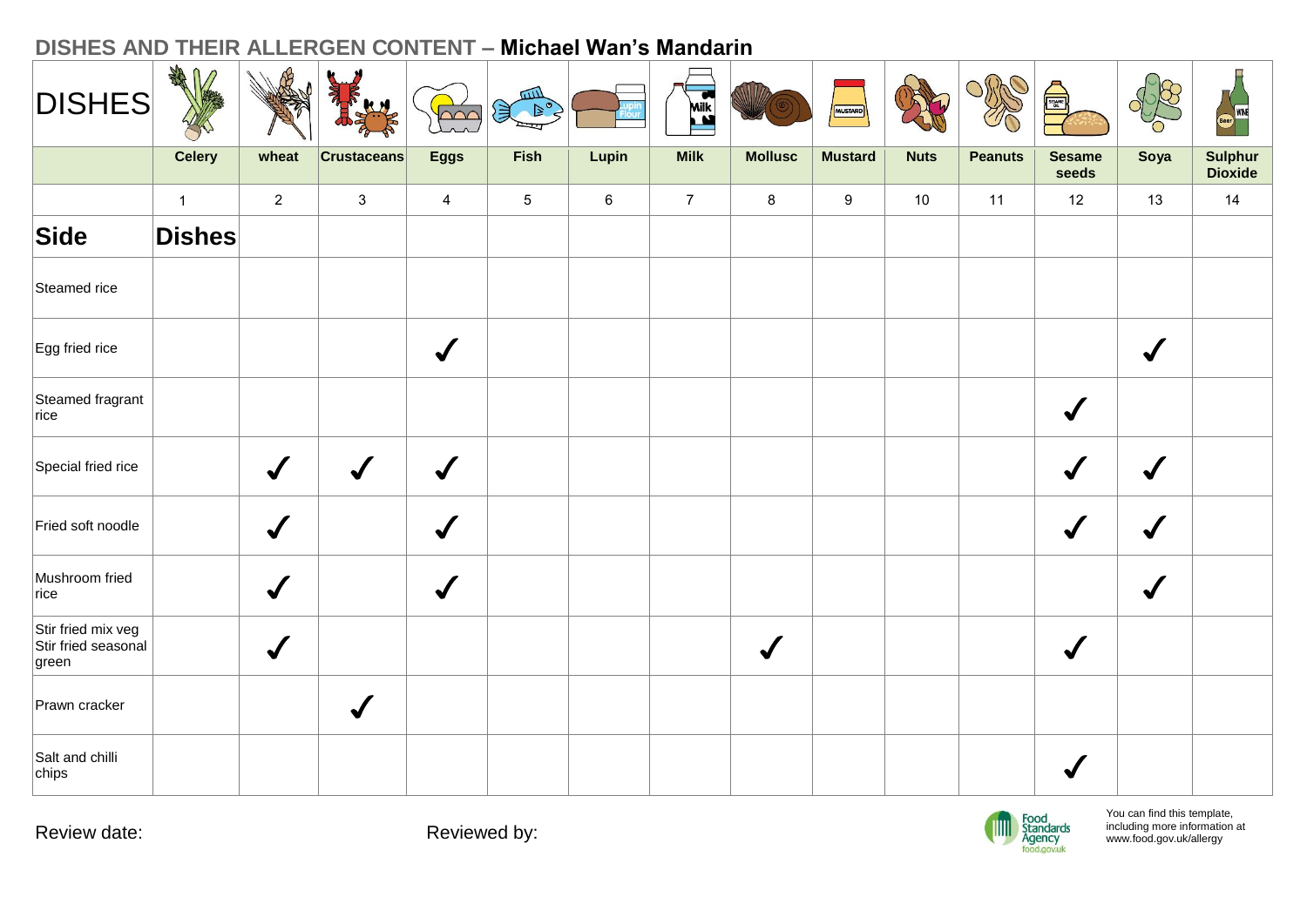## DISHES AND THEIR ALLERGEN CONTENT – **Michael Wan's Mandarin**

| DISHES | Celery | wheat | Crustaceans | Eggs | Fish | Lupin | Milk | Mollusc | Mustard | Nuts | Peanuts | Sesame seeds | Soya | Sulphur Dioxide |
|---|---|---|---|---|---|---|---|---|---|---|---|---|---|---|
| | 1 | 2 | 3 | 4 | 5 | 6 | 7 | 8 | 9 | 10 | 11 | 12 | 13 | 14 |
| **Side** | **Dishes** | | | | | | | | | | | | | |
| Steamed rice | | | | | | | | | | | | | | |
| Egg fried rice | | | | ✓ | | | | | | | | | ✓ | |
| Steamed fragrant rice | | | | | | | | | | | | ✓ | | |
| Special fried rice | | ✓ | ✓ | ✓ | | | | | | | | ✓ | ✓ | |
| Fried soft noodle | | ✓ | | ✓ | | | | | | | | ✓ | ✓ | |
| Mushroom fried rice | | ✓ | | ✓ | | | | | | | | | ✓ | |
| Stir fried mix veg Stir fried seasonal green | | ✓ | | | | | | ✓ | | | | ✓ | | |
| Prawn cracker | | | ✓ | | | | | | | | | | | |
| Salt and chilli chips | | | | | | | | | | | | ✓ | | |

Review date:

Reviewed by:

Food Standards Agency food.gov.uk

You can find this template, including more information at www.food.gov.uk/allergy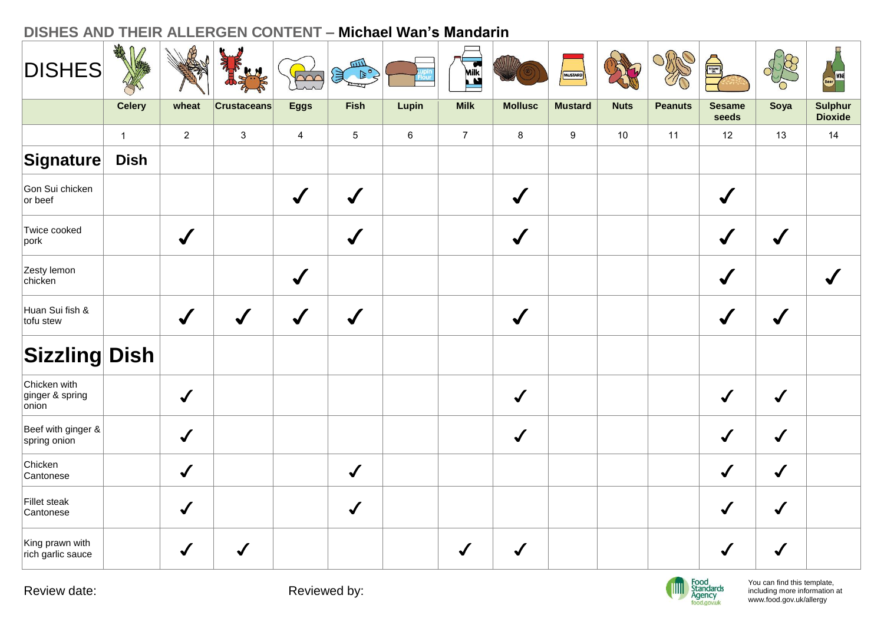## DISHES AND THEIR ALLERGEN CONTENT – **Michael Wan's Mandarin**

| DISHES | Celery | wheat | Crustaceans | Eggs | Fish | Lupin | Milk | Mollusc | Mustard | Nuts | Peanuts | Sesame seeds | Soya | Sulphur Dioxide |
|---|---|---|---|---|---|---|---|---|---|---|---|---|---|---|
| | 1 | 2 | 3 | 4 | 5 | 6 | 7 | 8 | 9 | 10 | 11 | 12 | 13 | 14 |
| **Signature Dish** | | | | | | | | | | | | | | |
| Gon Sui chicken or beef | | | | ✓ | ✓ | | | ✓ | | | | ✓ | | |
| Twice cooked pork | | ✓ | | | ✓ | | | ✓ | | | | ✓ | ✓ | |
| Zesty lemon chicken | | | | ✓ | | | | | | | | ✓ | | ✓ |
| Huan Sui fish & tofu stew | | ✓ | ✓ | ✓ | ✓ | | | ✓ | | | | ✓ | ✓ | |
| **Sizzling Dish** | | | | | | | | | | | | | | |
| Chicken with ginger & spring onion | | ✓ | | | | | | ✓ | | | | ✓ | ✓ | |
| Beef with ginger & spring onion | | ✓ | | | | | | ✓ | | | | ✓ | ✓ | |
| Chicken Cantonese | | ✓ | | | ✓ | | | | | | | ✓ | ✓ | |
| Fillet steak Cantonese | | ✓ | | | ✓ | | | | | | | ✓ | ✓ | |
| King prawn with rich garlic sauce | | ✓ | ✓ | | | | ✓ | ✓ | | | | ✓ | ✓ | |

Review date:

Reviewed by:

Food Standards Agency food.gov.uk

You can find this template, including more information at www.food.gov.uk/allergy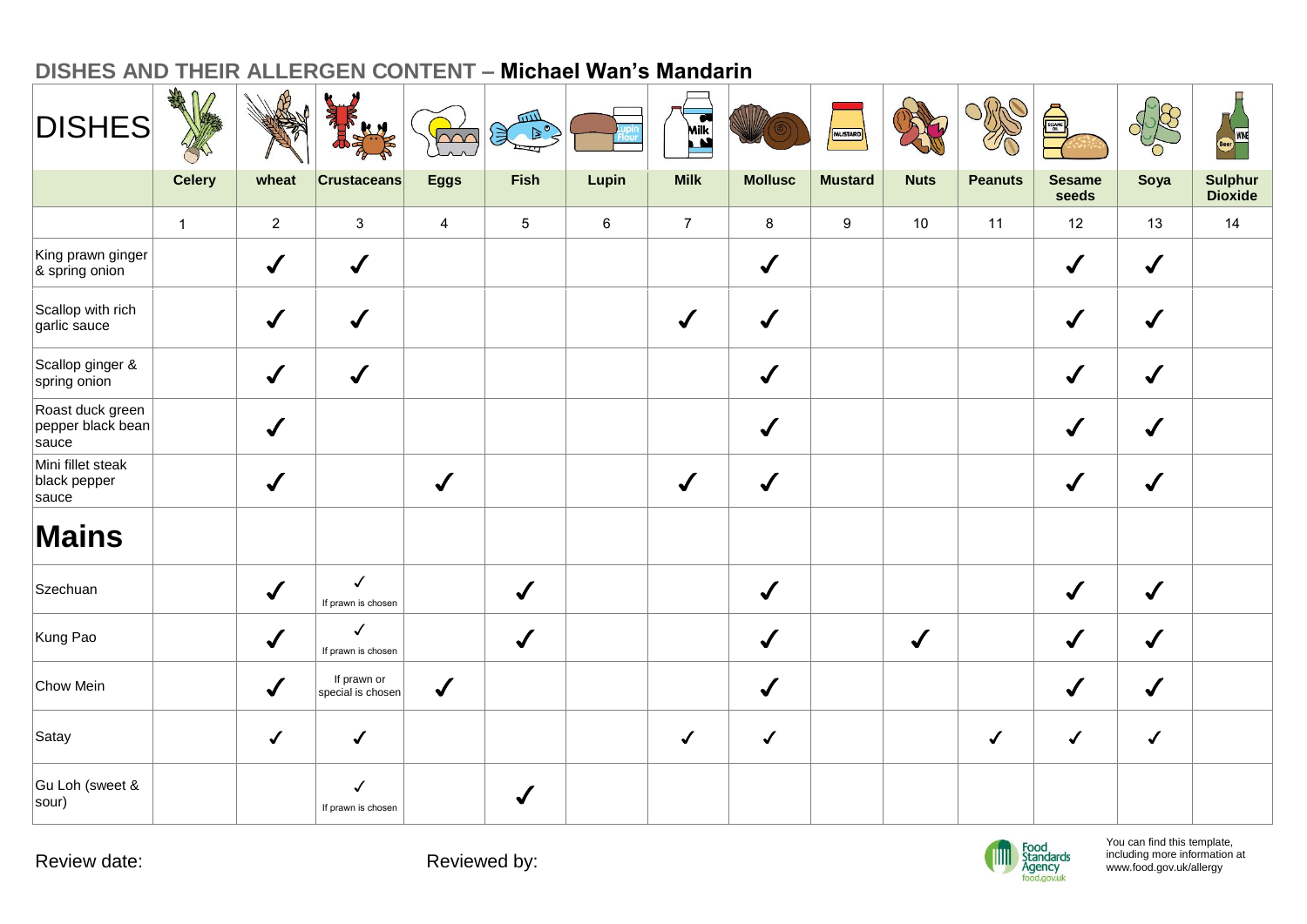## DISHES AND THEIR ALLERGEN CONTENT – **Michael Wan's Mandarin**

| DISHES | Celery | wheat | Crustaceans | Eggs | Fish | Lupin | Milk | Mollusc | Mustard | Nuts | Peanuts | Sesame seeds | Soya | Sulphur Dioxide |
|---|---|---|---|---|---|---|---|---|---|---|---|---|---|---|
| | 1 | 2 | 3 | 4 | 5 | 6 | 7 | 8 | 9 | 10 | 11 | 12 | 13 | 14 |
| King prawn ginger & spring onion | | ✓ | ✓ | | | | | ✓ | | | | ✓ | ✓ | |
| Scallop with rich garlic sauce | | ✓ | ✓ | | | | ✓ | ✓ | | | | ✓ | ✓ | |
| Scallop ginger & spring onion | | ✓ | ✓ | | | | | ✓ | | | | ✓ | ✓ | |
| Roast duck green pepper black bean sauce | | ✓ | | | | | | ✓ | | | | ✓ | ✓ | |
| Mini fillet steak black pepper sauce | | ✓ | | ✓ | | | ✓ | ✓ | | | | ✓ | ✓ | |
| **Mains** | | | | | | | | | | | | | | |
| Szechuan | | ✓ | ✓ If prawn is chosen | | ✓ | | | ✓ | | | | ✓ | ✓ | |
| Kung Pao | | ✓ | ✓ If prawn is chosen | | ✓ | | | ✓ | | ✓ | | ✓ | ✓ | |
| Chow Mein | | ✓ | If prawn or special is chosen | ✓ | | | | ✓ | | | | ✓ | ✓ | |
| Satay | | ✓ | ✓ | | | | ✓ | ✓ | | | ✓ | ✓ | ✓ | |
| Gu Loh (sweet & sour) | | | ✓ If prawn is chosen | | ✓ | | | | | | | | | |

Review date:

Reviewed by:

Food Standards Agency food.gov.uk

You can find this template, including more information at www.food.gov.uk/allergy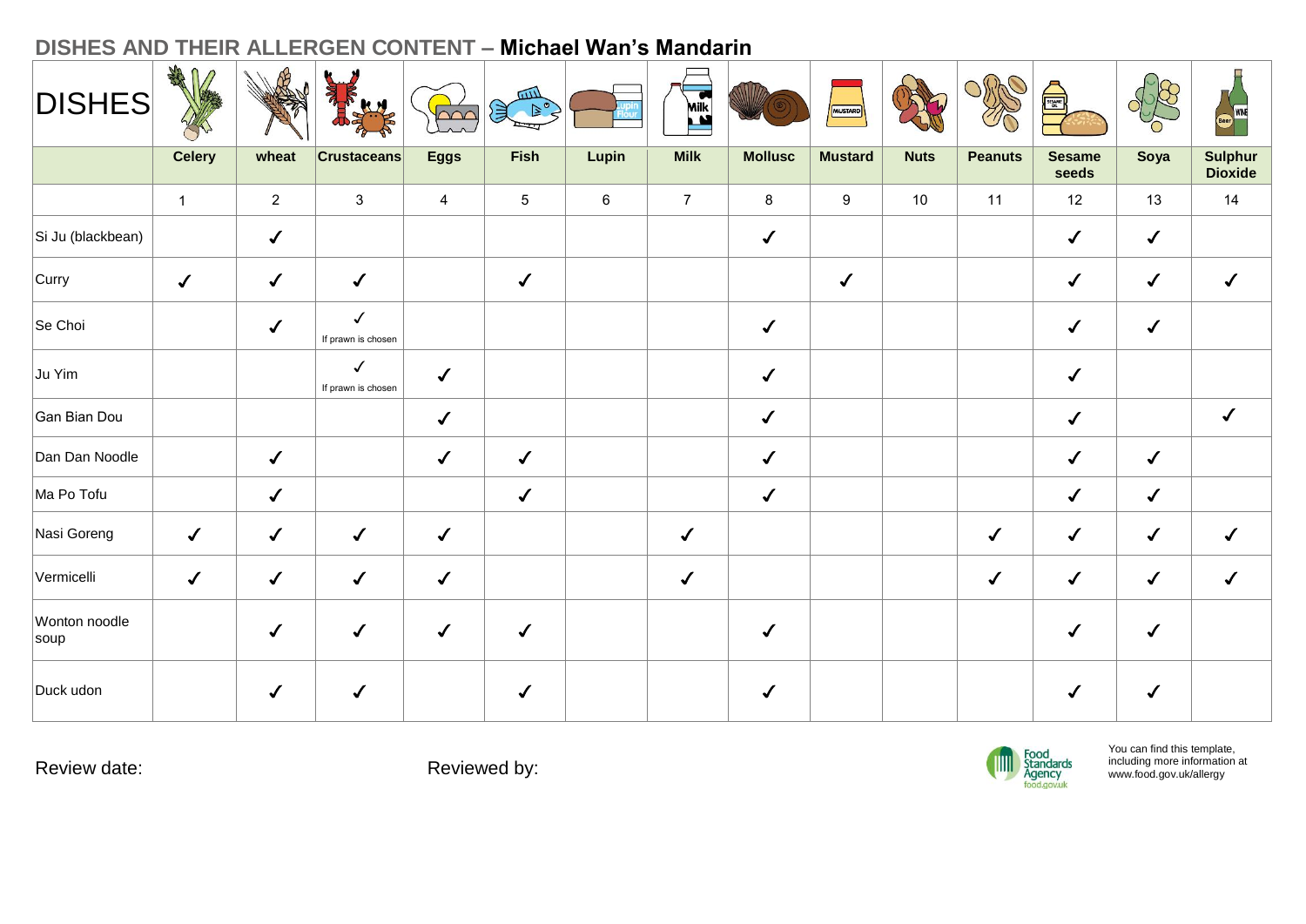## DISHES AND THEIR ALLERGEN CONTENT – **Michael Wan's Mandarin**

| DISHES | Celery | wheat | Crustaceans | Eggs | Fish | Lupin | Milk | Mollusc | Mustard | Nuts | Peanuts | Sesame seeds | Soya | Sulphur Dioxide |
|---|---|---|---|---|---|---|---|---|---|---|---|---|---|---|
| | 1 | 2 | 3 | 4 | 5 | 6 | 7 | 8 | 9 | 10 | 11 | 12 | 13 | 14 |
| Si Ju (blackbean) | | ✓ | | | | | | ✓ | | | | ✓ | ✓ | |
| Curry | ✓ | ✓ | ✓ | | ✓ | | | | ✓ | | | ✓ | ✓ | ✓ |
| Se Choi | | ✓ | ✓ If prawn is chosen | | | | | ✓ | | | | ✓ | ✓ | |
| Ju Yim | | | ✓ If prawn is chosen | ✓ | | | | ✓ | | | | ✓ | | |
| Gan Bian Dou | | | | ✓ | | | | ✓ | | | | ✓ | | ✓ |
| Dan Dan Noodle | | ✓ | | ✓ | ✓ | | | ✓ | | | | ✓ | ✓ | |
| Ma Po Tofu | | ✓ | | | ✓ | | | ✓ | | | | ✓ | ✓ | |
| Nasi Goreng | ✓ | ✓ | ✓ | ✓ | | | ✓ | | | | ✓ | ✓ | ✓ | ✓ |
| Vermicelli | ✓ | ✓ | ✓ | ✓ | | | ✓ | | | | ✓ | ✓ | ✓ | ✓ |
| Wonton noodle soup | | ✓ | ✓ | ✓ | ✓ | | | ✓ | | | | ✓ | ✓ | |
| Duck udon | | ✓ | ✓ | | ✓ | | | ✓ | | | | ✓ | ✓ | |

Review date: Reviewed by:

Food Standards Agency food.gov.uk

You can find this template, including more information at www.food.gov.uk/allergy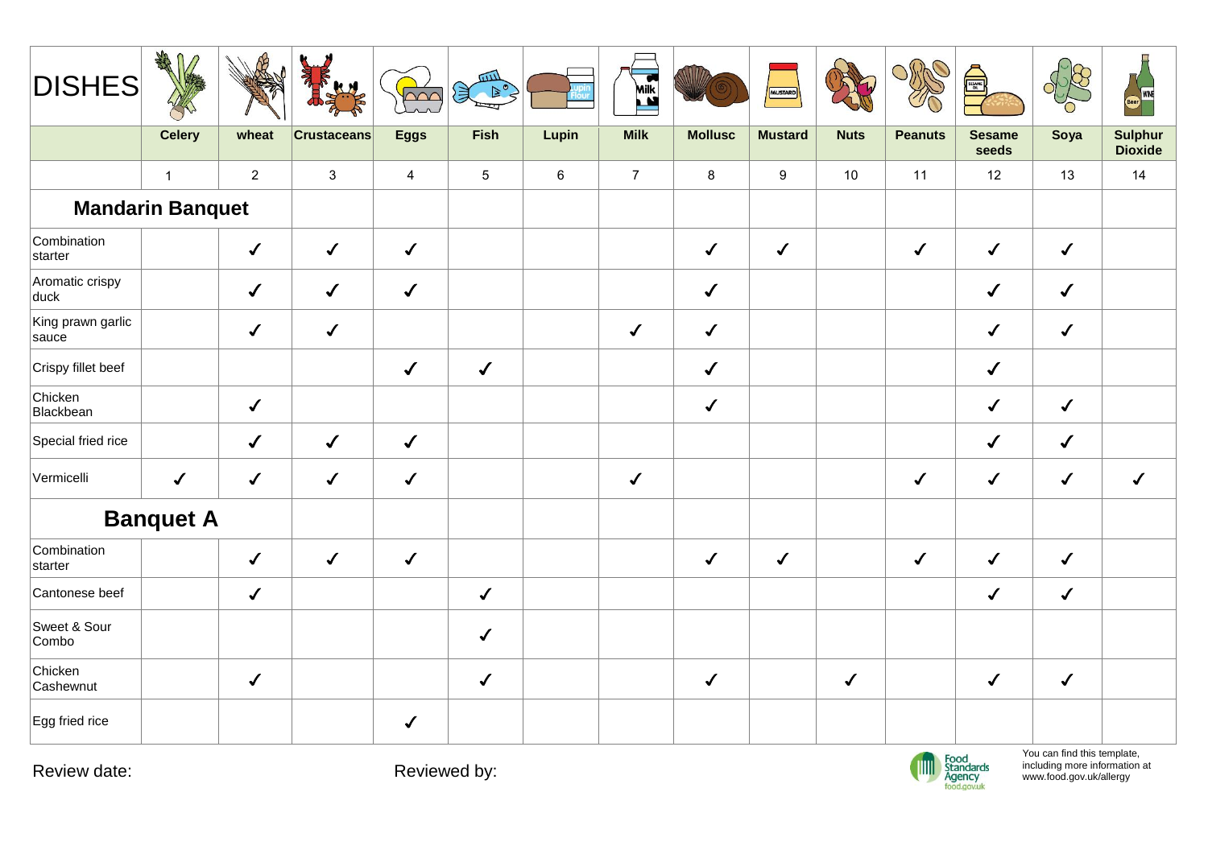| DISHES | Celery | wheat | Crustaceans | Eggs | Fish | Lupin | Milk | Mollusc | Mustard | Nuts | Peanuts | Sesame seeds | Soya | Sulphur Dioxide |
|---|---|---|---|---|---|---|---|---|---|---|---|---|---|---|
| | 1 | 2 | 3 | 4 | 5 | 6 | 7 | 8 | 9 | 10 | 11 | 12 | 13 | 14 |
| **Mandarin Banquet** | | | | | | | | | | | | | | |
| Combination starter | | ✓ | ✓ | ✓ | | | | ✓ | ✓ | | ✓ | ✓ | ✓ | |
| Aromatic crispy duck | | ✓ | ✓ | ✓ | | | | ✓ | | | | ✓ | ✓ | |
| King prawn garlic sauce | | ✓ | ✓ | | | | ✓ | ✓ | | | | ✓ | ✓ | |
| Crispy fillet beef | | | | ✓ | ✓ | | | ✓ | | | | ✓ | | |
| Chicken Blackbean | | ✓ | | | | | | ✓ | | | | ✓ | ✓ | |
| Special fried rice | | ✓ | ✓ | ✓ | | | | | | | | ✓ | ✓ | |
| Vermicelli | ✓ | ✓ | ✓ | ✓ | | | ✓ | | | | ✓ | ✓ | ✓ | ✓ |
| **Banquet A** | | | | | | | | | | | | | | |
| Combination starter | | ✓ | ✓ | ✓ | | | | ✓ | ✓ | | ✓ | ✓ | ✓ | |
| Cantonese beef | | ✓ | | | ✓ | | | | | | | ✓ | ✓ | |
| Sweet & Sour Combo | | | | | ✓ | | | | | | | | | |
| Chicken Cashewnut | | ✓ | | | ✓ | | | ✓ | | ✓ | | ✓ | ✓ | |
| Egg fried rice | | | | ✓ | | | | | | | | | | |

Review date:

Reviewed by:

Food Standards Agency food.gov.uk

You can find this template, including more information at www.food.gov.uk/allergy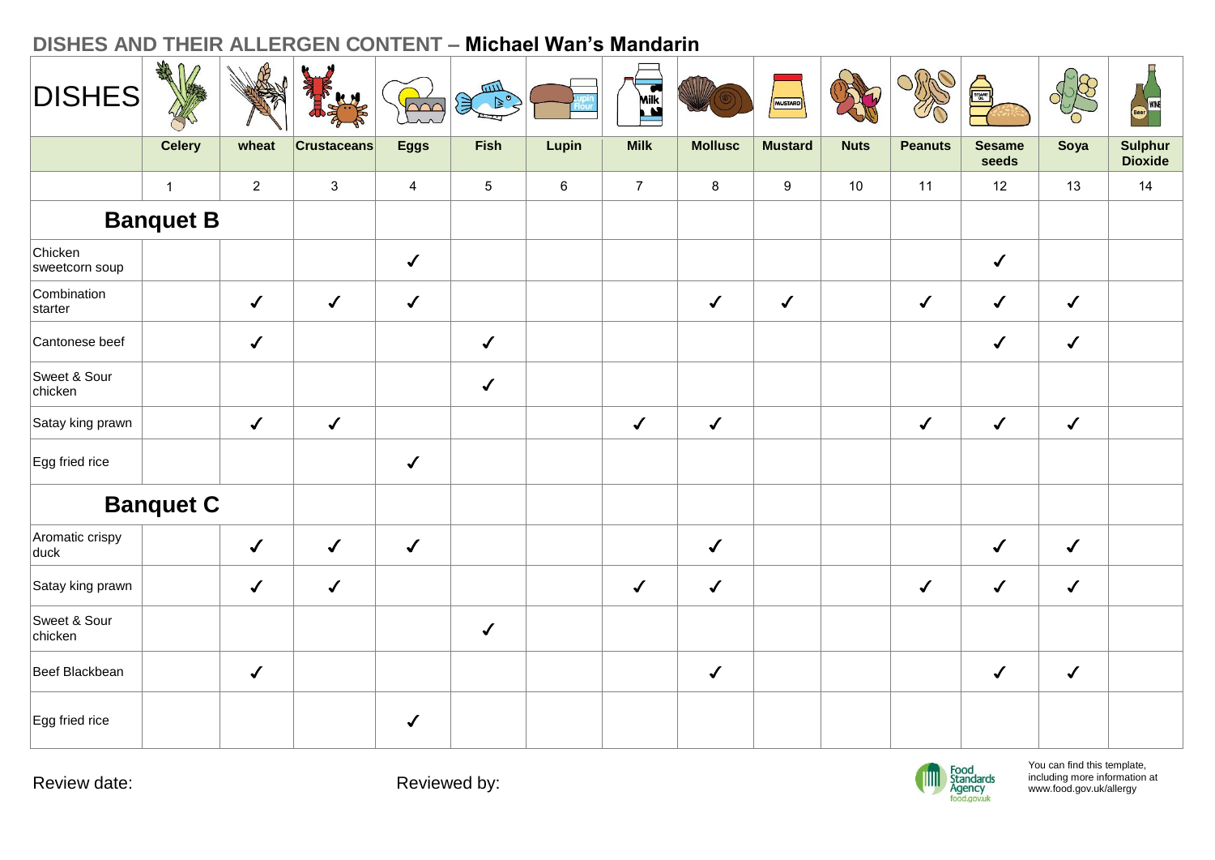## DISHES AND THEIR ALLERGEN CONTENT – **Michael Wan's Mandarin**

| DISHES | Celery | wheat | Crustaceans | Eggs | Fish | Lupin | Milk | Mollusc | Mustard | Nuts | Peanuts | Sesame seeds | Soya | Sulphur Dioxide |
|---|---|---|---|---|---|---|---|---|---|---|---|---|---|---|
| | 1 | 2 | 3 | 4 | 5 | 6 | 7 | 8 | 9 | 10 | 11 | 12 | 13 | 14 |
| **Banquet B** | | | | | | | | | | | | | | |
| Chicken sweetcorn soup | | | | ✓ | | | | | | | | ✓ | | |
| Combination starter | | ✓ | ✓ | ✓ | | | | ✓ | ✓ | | ✓ | ✓ | ✓ | |
| Cantonese beef | | ✓ | | | ✓ | | | | | | | ✓ | ✓ | |
| Sweet & Sour chicken | | | | | ✓ | | | | | | | | | |
| Satay king prawn | | ✓ | ✓ | | | | ✓ | ✓ | | | ✓ | ✓ | ✓ | |
| Egg fried rice | | | | ✓ | | | | | | | | | | |
| **Banquet C** | | | | | | | | | | | | | | |
| Aromatic crispy duck | | ✓ | ✓ | ✓ | | | | ✓ | | | | ✓ | ✓ | |
| Satay king prawn | | ✓ | ✓ | | | | ✓ | ✓ | | | ✓ | ✓ | ✓ | |
| Sweet & Sour chicken | | | | | ✓ | | | | | | | | | |
| Beef Blackbean | | ✓ | | | | | | ✓ | | | | ✓ | ✓ | |
| Egg fried rice | | | | ✓ | | | | | | | | | | |

Review date:

Reviewed by:

Food Standards Agency food.gov.uk

You can find this template, including more information at www.food.gov.uk/allergy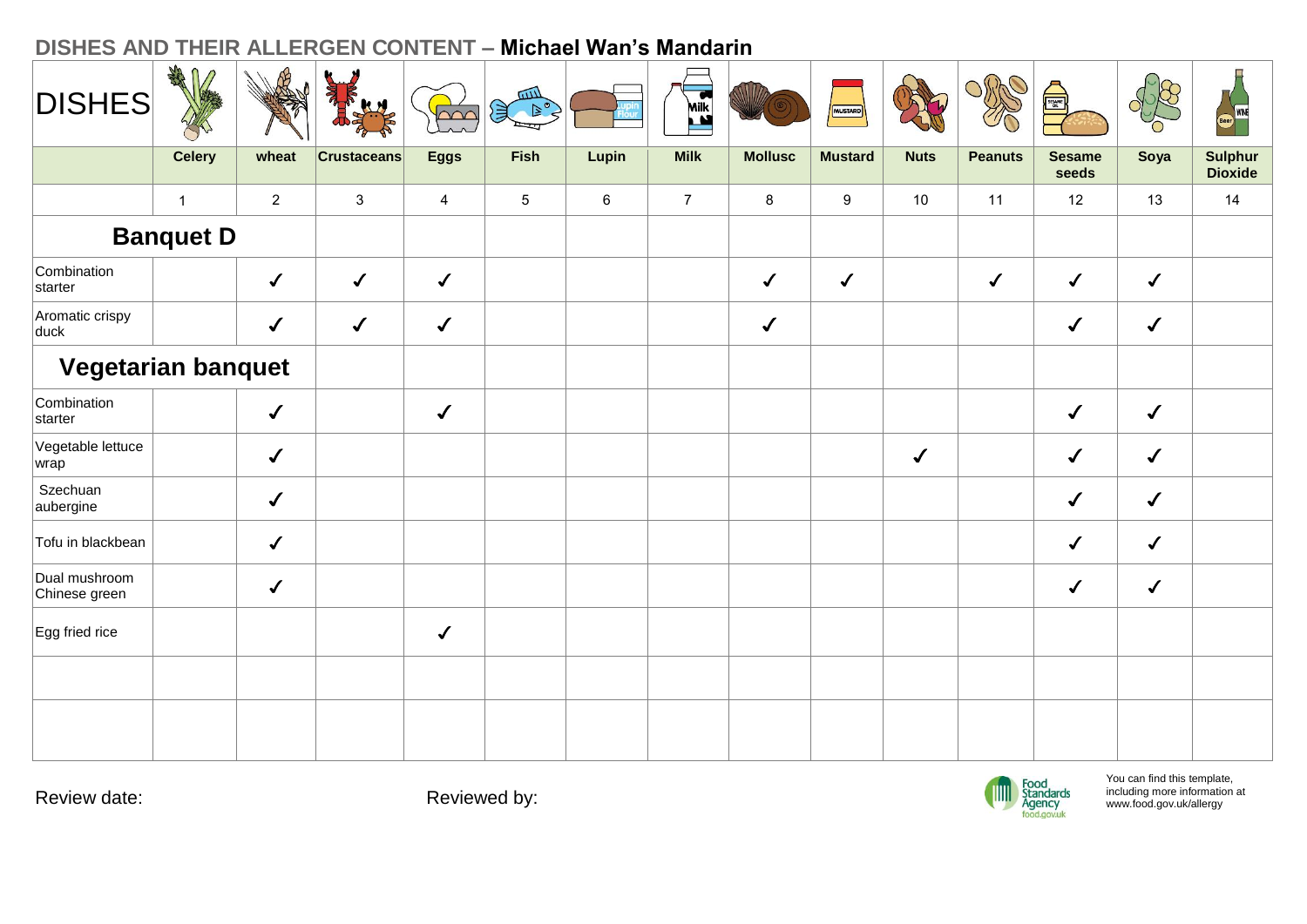## DISHES AND THEIR ALLERGEN CONTENT – **Michael Wan's Mandarin**

| DISHES | Celery | wheat | Crustaceans | Eggs | Fish | Lupin | Milk | Mollusc | Mustard | Nuts | Peanuts | Sesame seeds | Soya | Sulphur Dioxide |
|---|---|---|---|---|---|---|---|---|---|---|---|---|---|---|
| | 1 | 2 | 3 | 4 | 5 | 6 | 7 | 8 | 9 | 10 | 11 | 12 | 13 | 14 |
| **Banquet D** | | | | | | | | | | | | | | |
| Combination starter | | ✓ | ✓ | ✓ | | | | ✓ | ✓ | | ✓ | ✓ | ✓ | |
| Aromatic crispy duck | | ✓ | ✓ | ✓ | | | | ✓ | | | | ✓ | ✓ | |
| **Vegetarian banquet** | | | | | | | | | | | | | | |
| Combination starter | | ✓ | | ✓ | | | | | | | | ✓ | ✓ | |
| Vegetable lettuce wrap | | ✓ | | | | | | | | ✓ | | ✓ | ✓ | |
| Szechuan aubergine | | ✓ | | | | | | | | | | ✓ | ✓ | |
| Tofu in blackbean | | ✓ | | | | | | | | | | ✓ | ✓ | |
| Dual mushroom Chinese green | | ✓ | | | | | | | | | | ✓ | ✓ | |
| Egg fried rice | | | | ✓ | | | | | | | | | | |
| | | | | | | | | | | | | | | |
| | | | | | | | | | | | | | | |

Review date:

Reviewed by:

Food Standards Agency
food.gov.uk

You can find this template, including more information at www.food.gov.uk/allergy